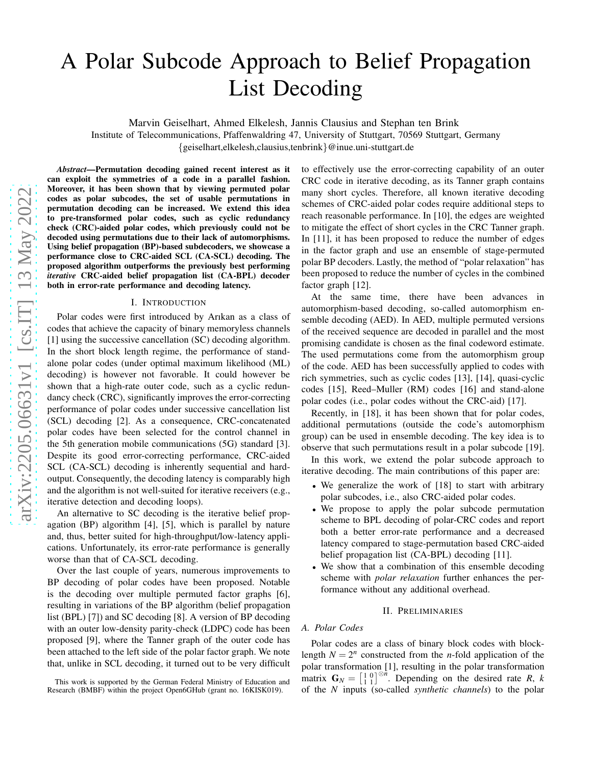# A Polar Subcode Approach to Belief Propagation List Decoding

Marvin Geiselhart, Ahmed Elkelesh, Jannis Clausius and Stephan ten Brink

Institute of Telecommunications, Pfaffenwaldring 47, University of Stuttgart, 70569 Stuttgart, Germany

{geiselhart,elkelesh,clausius,tenbrink}@inue.uni-stuttgart.de

***Abstract*—Permutation decoding gained recent interest as it can exploit the symmetries of a code in a parallel fashion. Moreover, it has been shown that by viewing permuted polar codes as polar subcodes, the set of usable permutations in permutation decoding can be increased. We extend this idea to pre-transformed polar codes, such as cyclic redundancy check (CRC)-aided polar codes, which previously could not be decoded using permutations due to their lack of automorphisms. Using belief propagation (BP)-based subdecoders, we showcase a performance close to CRC-aided SCL (CA-SCL) decoding. The proposed algorithm outperforms the previously best performing *iterative* CRC-aided belief propagation list (CA-BPL) decoder both in error-rate performance and decoding latency.**

## I. Introduction

Polar codes were first introduced by Arıkan as a class of codes that achieve the capacity of binary memoryless channels [1] using the successive cancellation (SC) decoding algorithm. In the short block length regime, the performance of stand-alone polar codes (under optimal maximum likelihood (ML) decoding) is however not favorable. It could however be shown that a high-rate outer code, such as a cyclic redundancy check (CRC), significantly improves the error-correcting performance of polar codes under successive cancellation list (SCL) decoding [2]. As a consequence, CRC-concatenated polar codes have been selected for the control channel in the 5th generation mobile communications (5G) standard [3]. Despite its good error-correcting performance, CRC-aided SCL (CA-SCL) decoding is inherently sequential and hard-output. Consequently, the decoding latency is comparably high and the algorithm is not well-suited for iterative receivers (e.g., iterative detection and decoding loops).

An alternative to SC decoding is the iterative belief propagation (BP) algorithm [4], [5], which is parallel by nature and, thus, better suited for high-throughput/low-latency applications. Unfortunately, its error-rate performance is generally worse than that of CA-SCL decoding.

Over the last couple of years, numerous improvements to BP decoding of polar codes have been proposed. Notable is the decoding over multiple permuted factor graphs [6], resulting in variations of the BP algorithm (belief propagation list (BPL) [7]) and SC decoding [8]. A version of BP decoding with an outer low-density parity-check (LDPC) code has been proposed [9], where the Tanner graph of the outer code has been attached to the left side of the polar factor graph. We note that, unlike in SCL decoding, it turned out to be very difficult to effectively use the error-correcting capability of an outer CRC code in iterative decoding, as its Tanner graph contains many short cycles. Therefore, all known iterative decoding schemes of CRC-aided polar codes require additional steps to reach reasonable performance. In [10], the edges are weighted to mitigate the effect of short cycles in the CRC Tanner graph. In [11], it has been proposed to reduce the number of edges in the factor graph and use an ensemble of stage-permuted polar BP decoders. Lastly, the method of "polar relaxation" has been proposed to reduce the number of cycles in the combined factor graph [12].

At the same time, there have been advances in automorphism-based decoding, so-called automorphism ensemble decoding (AED). In AED, multiple permuted versions of the received sequence are decoded in parallel and the most promising candidate is chosen as the final codeword estimate. The used permutations come from the automorphism group of the code. AED has been successfully applied to codes with rich symmetries, such as cyclic codes [13], [14], quasi-cyclic codes [15], Reed–Muller (RM) codes [16] and stand-alone polar codes (i.e., polar codes without the CRC-aid) [17].

Recently, in [18], it has been shown that for polar codes, additional permutations (outside the code's automorphism group) can be used in ensemble decoding. The key idea is to observe that such permutations result in a polar subcode [19].

In this work, we extend the polar subcode approach to iterative decoding. The main contributions of this paper are:

- We generalize the work of [18] to start with arbitrary polar subcodes, i.e., also CRC-aided polar codes.
- We propose to apply the polar subcode permutation scheme to BPL decoding of polar-CRC codes and report both a better error-rate performance and a decreased latency compared to stage-permutation based CRC-aided belief propagation list (CA-BPL) decoding [11].
- We show that a combination of this ensemble decoding scheme with *polar relaxation* further enhances the performance without any additional overhead.

## II. Preliminaries

### A. Polar Codes

Polar codes are a class of binary block codes with block-length $N = 2^n$ constructed from the $n$-fold application of the polar transformation [1], resulting in the polar transformation matrix $\mathbf{G}_N = \begin{bmatrix} 1 & 0 \\ 1 & 1 \end{bmatrix}^{\otimes n}$. Depending on the desired rate $R$, $k$ of the $N$ inputs (so-called *synthetic channels*) to the polar

This work is supported by the German Federal Ministry of Education and Research (BMBF) within the project Open6GHub (grant no. 16KISK019).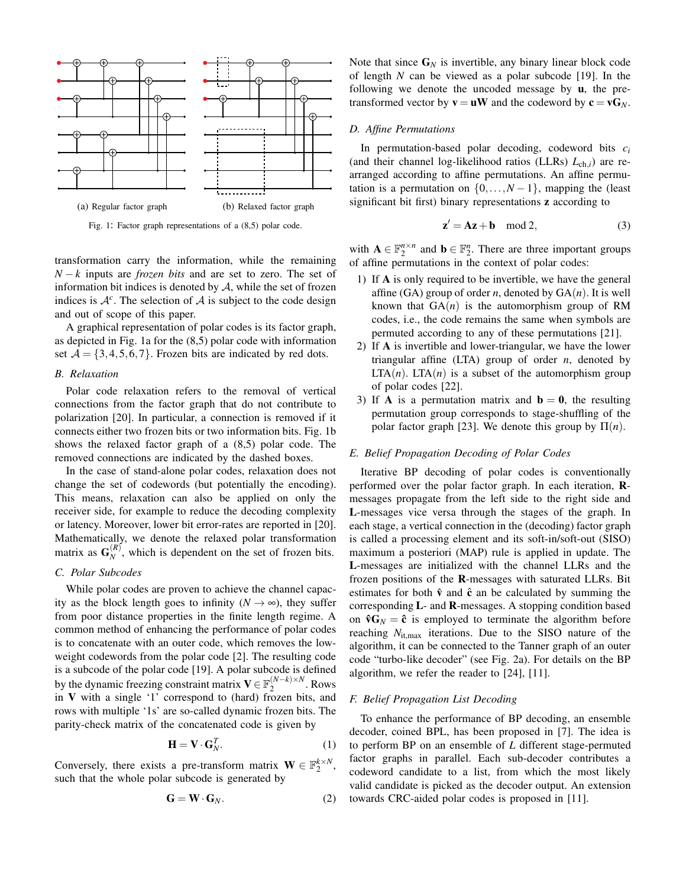(a) Regular factor graph

(b) Relaxed factor graph

Fig. 1: Factor graph representations of a (8,5) polar code.

transformation carry the information, while the remaining $N-k$ inputs are *frozen bits* and are set to zero. The set of information bit indices is denoted by $\mathcal{A}$, while the set of frozen indices is $\mathcal{A}^c$. The selection of $\mathcal{A}$ is subject to the code design and out of scope of this paper.

A graphical representation of polar codes is its factor graph, as depicted in Fig. 1a for the (8,5) polar code with information set $\mathcal{A} = \{3,4,5,6,7\}$. Frozen bits are indicated by red dots.

### B. Relaxation

Polar code relaxation refers to the removal of vertical connections from the factor graph that do not contribute to polarization [20]. In particular, a connection is removed if it connects either two frozen bits or two information bits. Fig. 1b shows the relaxed factor graph of a (8,5) polar code. The removed connections are indicated by the dashed boxes.

In the case of stand-alone polar codes, relaxation does not change the set of codewords (but potentially the encoding). This means, relaxation can also be applied on only the receiver side, for example to reduce the decoding complexity or latency. Moreover, lower bit error-rates are reported in [20]. Mathematically, we denote the relaxed polar transformation matrix as $\mathbf{G}_N^{(R)}$, which is dependent on the set of frozen bits.

### C. Polar Subcodes

While polar codes are proven to achieve the channel capacity as the block length goes to infinity ($N \to \infty$), they suffer from poor distance properties in the finite length regime. A common method of enhancing the performance of polar codes is to concatenate with an outer code, which removes the low-weight codewords from the polar code [2]. The resulting code is a subcode of the polar code [19]. A polar subcode is defined by the dynamic freezing constraint matrix $\mathbf{V} \in \mathbb{F}_2^{(N-k)\times N}$. Rows in $\mathbf{V}$ with a single '1' correspond to (hard) frozen bits, and rows with multiple '1s' are so-called dynamic frozen bits. The parity-check matrix of the concatenated code is given by

$$\mathbf{H} = \mathbf{V} \cdot \mathbf{G}_N^T. \tag{1}$$

Conversely, there exists a pre-transform matrix $\mathbf{W} \in \mathbb{F}_2^{k\times N}$, such that the whole polar subcode is generated by

$$\mathbf{G} = \mathbf{W} \cdot \mathbf{G}_N. \tag{2}$$

Note that since $\mathbf{G}_N$ is invertible, any binary linear block code of length $N$ can be viewed as a polar subcode [19]. In the following we denote the uncoded message by $\mathbf{u}$, the pre-transformed vector by $\mathbf{v} = \mathbf{u}\mathbf{W}$ and the codeword by $\mathbf{c} = \mathbf{v}\mathbf{G}_N$.

### D. Affine Permutations

In permutation-based polar decoding, codeword bits $c_i$ (and their channel log-likelihood ratios (LLRs) $L_{\text{ch},i}$) are re-arranged according to affine permutations. An affine permutation is a permutation on $\{0,\ldots,N-1\}$, mapping the (least significant bit first) binary representations $\mathbf{z}$ according to

$$\mathbf{z}' = \mathbf{A}\mathbf{z} + \mathbf{b} \mod 2, \tag{3}$$

with $\mathbf{A} \in \mathbb{F}_2^{n\times n}$ and $\mathbf{b} \in \mathbb{F}_2^n$. There are three important groups of affine permutations in the context of polar codes:

1) If $\mathbf{A}$ is only required to be invertible, we have the general affine (GA) group of order $n$, denoted by $\text{GA}(n)$. It is well known that $\text{GA}(n)$ is the automorphism group of RM codes, i.e., the code remains the same when symbols are permuted according to any of these permutations [21].
2) If $\mathbf{A}$ is invertible and lower-triangular, we have the lower triangular affine (LTA) group of order $n$, denoted by $\text{LTA}(n)$. $\text{LTA}(n)$ is a subset of the automorphism group of polar codes [22].
3) If $\mathbf{A}$ is a permutation matrix and $\mathbf{b} = \mathbf{0}$, the resulting permutation group corresponds to stage-shuffling of the polar factor graph [23]. We denote this group by $\Pi(n)$.

### E. Belief Propagation Decoding of Polar Codes

Iterative BP decoding of polar codes is conventionally performed over the polar factor graph. In each iteration, $\mathbf{R}$-messages propagate from the left side to the right side and $\mathbf{L}$-messages vice versa through the stages of the graph. In each stage, a vertical connection in the (decoding) factor graph is called a processing element and its soft-in/soft-out (SISO) maximum a posteriori (MAP) rule is applied in update. The $\mathbf{L}$-messages are initialized with the channel LLRs and the frozen positions of the $\mathbf{R}$-messages with saturated LLRs. Bit estimates for both $\hat{\mathbf{v}}$ and $\hat{\mathbf{c}}$ an be calculated by summing the corresponding $\mathbf{L}$- and $\mathbf{R}$-messages. A stopping condition based on $\hat{\mathbf{v}}\mathbf{G}_N = \hat{\mathbf{c}}$ is employed to terminate the algorithm before reaching $N_{\text{it,max}}$ iterations. Due to the SISO nature of the algorithm, it can be connected to the Tanner graph of an outer code "turbo-like decoder" (see Fig. 2a). For details on the BP algorithm, we refer the reader to [24], [11].

### F. Belief Propagation List Decoding

To enhance the performance of BP decoding, an ensemble decoder, coined BPL, has been proposed in [7]. The idea is to perform BP on an ensemble of $L$ different stage-permuted factor graphs in parallel. Each sub-decoder contributes a codeword candidate to a list, from which the most likely valid candidate is picked as the decoder output. An extension towards CRC-aided polar codes is proposed in [11].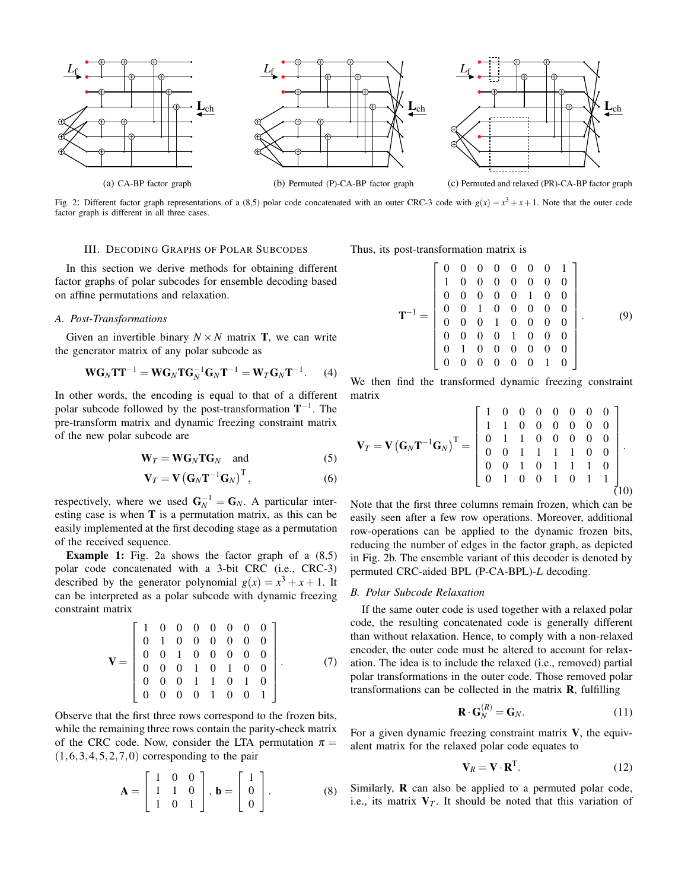(a) CA-BP factor graph

(b) Permuted (P)-CA-BP factor graph

(c) Permuted and relaxed (PR)-CA-BP factor graph

Fig. 2: Different factor graph representations of a (8,5) polar code concatenated with an outer CRC-3 code with $g(x) = x^3 + x + 1$. Note that the outer code factor graph is different in all three cases.

## III. Decoding Graphs of Polar Subcodes

In this section we derive methods for obtaining different factor graphs of polar subcodes for ensemble decoding based on affine permutations and relaxation.

### A. Post-Transformations

Given an invertible binary $N \times N$ matrix $\mathbf{T}$, we can write the generator matrix of any polar subcode as

$$\mathbf{W}\mathbf{G}_N\mathbf{T}\mathbf{T}^{-1} = \mathbf{W}\mathbf{G}_N\mathbf{T}\mathbf{G}_N^{-1}\mathbf{G}_N\mathbf{T}^{-1} = \mathbf{W}_T\mathbf{G}_N\mathbf{T}^{-1}. \quad (4)$$

In other words, the encoding is equal to that of a different polar subcode followed by the post-transformation $\mathbf{T}^{-1}$. The pre-transform matrix and dynamic freezing constraint matrix of the new polar subcode are

$$\mathbf{W}_T = \mathbf{W}\mathbf{G}_N\mathbf{T}\mathbf{G}_N \quad \text{and} \quad (5)$$

$$\mathbf{V}_T = \mathbf{V}\left(\mathbf{G}_N\mathbf{T}^{-1}\mathbf{G}_N\right)^{\mathrm{T}}, \quad (6)$$

respectively, where we used $\mathbf{G}_N^{-1} = \mathbf{G}_N$. A particular interesting case is when $\mathbf{T}$ is a permutation matrix, as this can be easily implemented at the first decoding stage as a permutation of the received sequence.

**Example 1:** Fig. 2a shows the factor graph of a (8,5) polar code concatenated with a 3-bit CRC (i.e., CRC-3) described by the generator polynomial $g(x) = x^3 + x + 1$. It can be interpreted as a polar subcode with dynamic freezing constraint matrix

$$\mathbf{V} = \begin{bmatrix} 1 & 0 & 0 & 0 & 0 & 0 & 0 & 0 \\ 0 & 1 & 0 & 0 & 0 & 0 & 0 & 0 \\ 0 & 0 & 1 & 0 & 0 & 0 & 0 & 0 \\ 0 & 0 & 0 & 1 & 0 & 1 & 0 & 0 \\ 0 & 0 & 0 & 1 & 1 & 0 & 1 & 0 \\ 0 & 0 & 0 & 0 & 1 & 0 & 0 & 1 \end{bmatrix}. \quad (7)$$

Observe that the first three rows correspond to the frozen bits, while the remaining three rows contain the parity-check matrix of the CRC code. Now, consider the LTA permutation $\pi = (1,6,3,4,5,2,7,0)$ corresponding to the pair

$$\mathbf{A} = \begin{bmatrix} 1 & 0 & 0 \\ 1 & 1 & 0 \\ 1 & 0 & 1 \end{bmatrix}, \mathbf{b} = \begin{bmatrix} 1 \\ 0 \\ 0 \end{bmatrix}. \quad (8)$$

Thus, its post-transformation matrix is

$$\mathbf{T}^{-1} = \begin{bmatrix} 0 & 0 & 0 & 0 & 0 & 0 & 0 & 1 \\ 1 & 0 & 0 & 0 & 0 & 0 & 0 & 0 \\ 0 & 0 & 0 & 0 & 0 & 1 & 0 & 0 \\ 0 & 0 & 1 & 0 & 0 & 0 & 0 & 0 \\ 0 & 0 & 0 & 1 & 0 & 0 & 0 & 0 \\ 0 & 0 & 0 & 0 & 1 & 0 & 0 & 0 \\ 0 & 1 & 0 & 0 & 0 & 0 & 0 & 0 \\ 0 & 0 & 0 & 0 & 0 & 0 & 1 & 0 \end{bmatrix}. \quad (9)$$

We then find the transformed dynamic freezing constraint matrix

$$\mathbf{V}_T = \mathbf{V}\left(\mathbf{G}_N\mathbf{T}^{-1}\mathbf{G}_N\right)^{\mathrm{T}} = \begin{bmatrix} 1 & 0 & 0 & 0 & 0 & 0 & 0 & 0 \\ 1 & 1 & 0 & 0 & 0 & 0 & 0 & 0 \\ 0 & 1 & 1 & 0 & 0 & 0 & 0 & 0 \\ 0 & 0 & 1 & 1 & 1 & 1 & 0 & 0 \\ 0 & 0 & 1 & 0 & 1 & 1 & 1 & 0 \\ 0 & 1 & 0 & 0 & 1 & 0 & 1 & 1 \end{bmatrix}. \quad (10)$$

Note that the first three columns remain frozen, which can be easily seen after a few row operations. Moreover, additional row-operations can be applied to the dynamic frozen bits, reducing the number of edges in the factor graph, as depicted in Fig. 2b. The ensemble variant of this decoder is denoted by permuted CRC-aided BPL (P-CA-BPL)-$L$ decoding.

### B. Polar Subcode Relaxation

If the same outer code is used together with a relaxed polar code, the resulting concatenated code is generally different than without relaxation. Hence, to comply with a non-relaxed encoder, the outer code must be altered to account for relaxation. The idea is to include the relaxed (i.e., removed) partial polar transformations in the outer code. Those removed polar transformations can be collected in the matrix $\mathbf{R}$, fulfilling

$$\mathbf{R} \cdot \mathbf{G}_N^{(R)} = \mathbf{G}_N. \quad (11)$$

For a given dynamic freezing constraint matrix $\mathbf{V}$, the equivalent matrix for the relaxed polar code equates to

$$\mathbf{V}_R = \mathbf{V} \cdot \mathbf{R}^{\mathrm{T}}. \quad (12)$$

Similarly, $\mathbf{R}$ can also be applied to a permuted polar code, i.e., its matrix $\mathbf{V}_T$. It should be noted that this variation of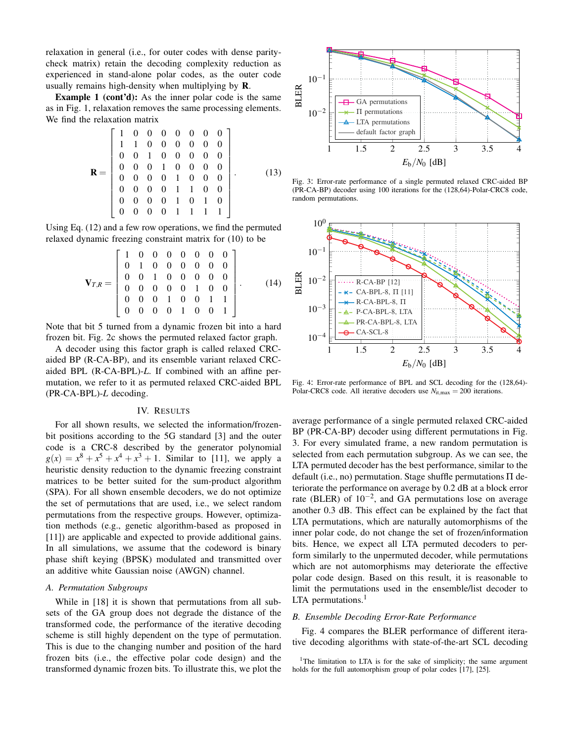relaxation in general (i.e., for outer codes with dense parity-check matrix) retain the decoding complexity reduction as experienced in stand-alone polar codes, as the outer code usually remains high-density when multiplying by $\mathbf{R}$.

**Example 1 (cont'd):** As the inner polar code is the same as in Fig. 1, relaxation removes the same processing elements. We find the relaxation matrix

$$\mathbf{R} = \begin{bmatrix} 1 & 0 & 0 & 0 & 0 & 0 & 0 & 0 \\ 1 & 1 & 0 & 0 & 0 & 0 & 0 & 0 \\ 0 & 0 & 1 & 0 & 0 & 0 & 0 & 0 \\ 0 & 0 & 0 & 1 & 0 & 0 & 0 & 0 \\ 0 & 0 & 0 & 0 & 1 & 0 & 0 & 0 \\ 0 & 0 & 0 & 0 & 1 & 1 & 0 & 0 \\ 0 & 0 & 0 & 0 & 1 & 0 & 1 & 0 \\ 0 & 0 & 0 & 0 & 1 & 1 & 1 & 1 \end{bmatrix}. \tag{13}$$

Using Eq. (12) and a few row operations, we find the permuted relaxed dynamic freezing constraint matrix for (10) to be

$$\mathbf{V}_{T,R} = \begin{bmatrix} 1 & 0 & 0 & 0 & 0 & 0 & 0 & 0 \\ 0 & 1 & 0 & 0 & 0 & 0 & 0 & 0 \\ 0 & 0 & 1 & 0 & 0 & 0 & 0 & 0 \\ 0 & 0 & 0 & 0 & 0 & 1 & 0 & 0 \\ 0 & 0 & 0 & 1 & 0 & 0 & 1 & 1 \\ 0 & 0 & 0 & 0 & 1 & 0 & 0 & 1 \end{bmatrix}. \tag{14}$$

Note that bit 5 turned from a dynamic frozen bit into a hard frozen bit. Fig. 2c shows the permuted relaxed factor graph.

A decoder using this factor graph is called relaxed CRC-aided BP (R-CA-BP), and its ensemble variant relaxed CRC-aided BPL (R-CA-BPL)-$L$. If combined with an affine permutation, we refer to it as permuted relaxed CRC-aided BPL (PR-CA-BPL)-$L$ decoding.

## IV. Results

For all shown results, we selected the information/frozen-bit positions according to the 5G standard [3] and the outer code is a CRC-8 described by the generator polynomial $g(x) = x^8 + x^5 + x^4 + x^3 + 1$. Similar to [11], we apply a heuristic density reduction to the dynamic freezing constraint matrices to be better suited for the sum-product algorithm (SPA). For all shown ensemble decoders, we do not optimize the set of permutations that are used, i.e., we select random permutations from the respective groups. However, optimization methods (e.g., genetic algorithm-based as proposed in [11]) are applicable and expected to provide additional gains. In all simulations, we assume that the codeword is binary phase shift keying (BPSK) modulated and transmitted over an additive white Gaussian noise (AWGN) channel.

### *A. Permutation Subgroups*

While in [18] it is shown that permutations from all subsets of the GA group does not degrade the distance of the transformed code, the performance of the iterative decoding scheme is still highly dependent on the type of permutation. This is due to the changing number and position of the hard frozen bits (i.e., the effective polar code design) and the transformed dynamic frozen bits. To illustrate this, we plot the average performance of a single permuted relaxed CRC-aided BP (PR-CA-BP) decoder using different permutations in Fig. 3. For every simulated frame, a new random permutation is selected from each permutation subgroup. As we can see, the LTA permuted decoder has the best performance, similar to the default (i.e., no) permutation. Stage shuffle permutations $\Pi$ deteriorate the performance on average by 0.2 dB at a block error rate (BLER) of $10^{-2}$, and GA permutations lose on average another 0.3 dB. This effect can be explained by the fact that LTA permutations, which are naturally automorphisms of the inner polar code, do not change the set of frozen/information bits. Hence, we expect all LTA permuted decoders to perform similarly to the unpermuted decoder, while permutations which are not automorphisms may deteriorate the effective polar code design. Based on this result, it is reasonable to limit the permutations used in the ensemble/list decoder to LTA permutations.[1]

Fig. 3: Error-rate performance of a single permuted relaxed CRC-aided BP (PR-CA-BP) decoder using 100 iterations for the (128,64)-Polar-CRC8 code, random permutations.

Fig. 4: Error-rate performance of BPL and SCL decoding for the (128,64)-Polar-CRC8 code. All iterative decoders use $N_{\text{it,max}} = 200$ iterations.

### *B. Ensemble Decoding Error-Rate Performance*

Fig. 4 compares the BLER performance of different iterative decoding algorithms with state-of-the-art SCL decoding

[1] The limitation to LTA is for the sake of simplicity; the same argument holds for the full automorphism group of polar codes [17], [25].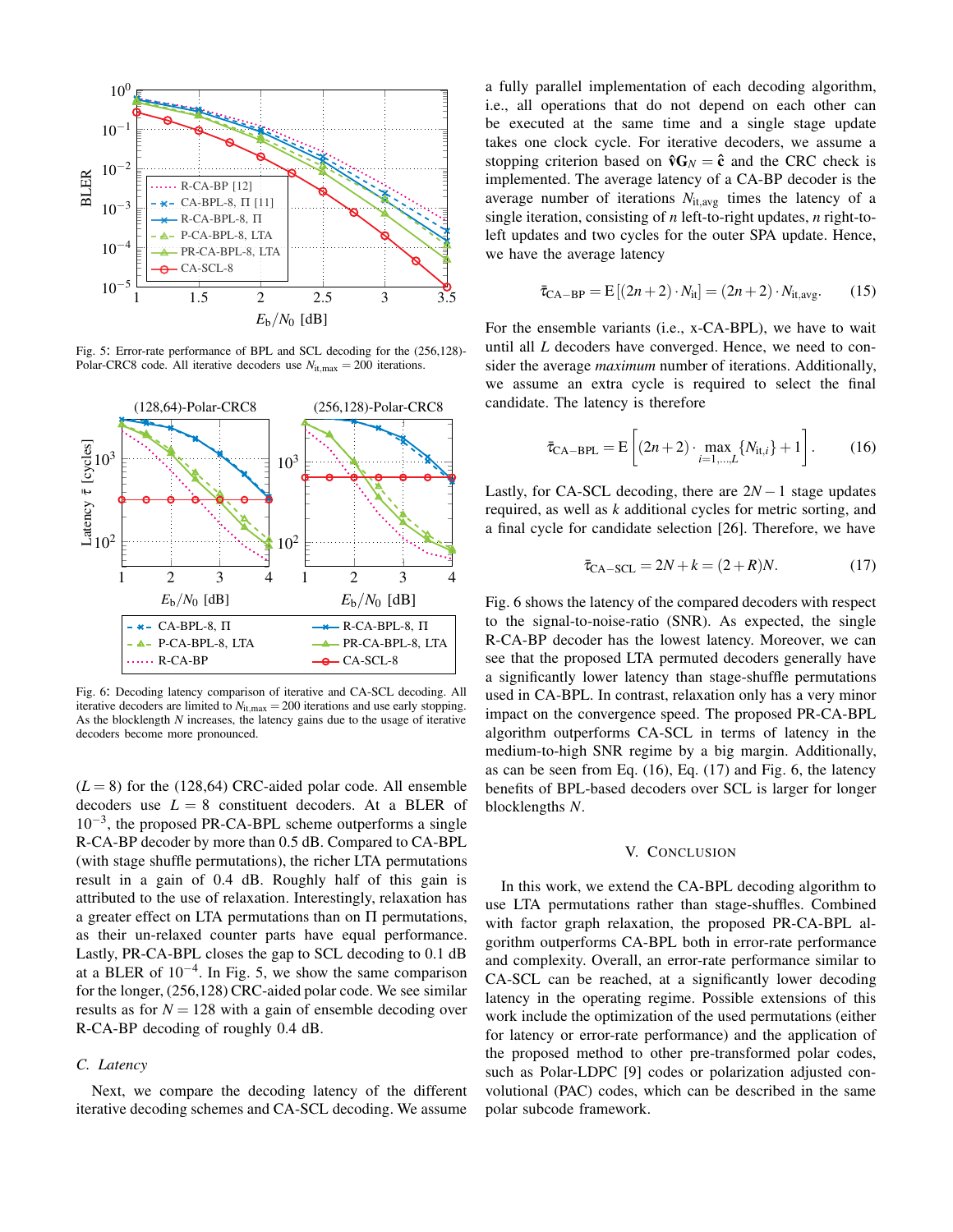Fig. 5: Error-rate performance of BPL and SCL decoding for the (256,128)-Polar-CRC8 code. All iterative decoders use $N_{\mathrm{it,max}} = 200$ iterations.

Fig. 6: Decoding latency comparison of iterative and CA-SCL decoding. All iterative decoders are limited to $N_{\mathrm{it,max}} = 200$ iterations and use early stopping. As the blocklength $N$ increases, the latency gains due to the usage of iterative decoders become more pronounced.

($L = 8$) for the (128,64) CRC-aided polar code. All ensemble decoders use $L = 8$ constituent decoders. At a BLER of $10^{-3}$, the proposed PR-CA-BPL scheme outperforms a single R-CA-BP decoder by more than 0.5 dB. Compared to CA-BPL (with stage shuffle permutations), the richer LTA permutations result in a gain of 0.4 dB. Roughly half of this gain is attributed to the use of relaxation. Interestingly, relaxation has a greater effect on LTA permutations than on $\Pi$ permutations, as their un-relaxed counter parts have equal performance. Lastly, PR-CA-BPL closes the gap to SCL decoding to 0.1 dB at a BLER of $10^{-4}$. In Fig. 5, we show the same comparison for the longer, (256,128) CRC-aided polar code. We see similar results as for $N = 128$ with a gain of ensemble decoding over R-CA-BP decoding of roughly 0.4 dB.

### C. Latency

Next, we compare the decoding latency of the different iterative decoding schemes and CA-SCL decoding. We assume a fully parallel implementation of each decoding algorithm, i.e., all operations that do not depend on each other can be executed at the same time and a single stage update takes one clock cycle. For iterative decoders, we assume a stopping criterion based on $\hat{\mathbf{v}}\mathbf{G}_N = \hat{\mathbf{c}}$ and the CRC check is implemented. The average latency of a CA-BP decoder is the average number of iterations $N_{\mathrm{it,avg}}$ times the latency of a single iteration, consisting of $n$ left-to-right updates, $n$ right-to-left updates and two cycles for the outer SPA update. Hence, we have the average latency

$$\bar{\tau}_{\mathrm{CA-BP}} = \mathrm{E}\left[(2n+2)\cdot N_{\mathrm{it}}\right] = (2n+2)\cdot N_{\mathrm{it,avg}}. \qquad (15)$$

For the ensemble variants (i.e., x-CA-BPL), we have to wait until all $L$ decoders have converged. Hence, we need to consider the average *maximum* number of iterations. Additionally, we assume an extra cycle is required to select the final candidate. The latency is therefore

$$\bar{\tau}_{\mathrm{CA-BPL}} = \mathrm{E}\left[(2n+2)\cdot \max_{i=1,\dots,L}\{N_{\mathrm{it},i}\} + 1\right]. \qquad (16)$$

Lastly, for CA-SCL decoding, there are $2N-1$ stage updates required, as well as $k$ additional cycles for metric sorting, and a final cycle for candidate selection [26]. Therefore, we have

$$\bar{\tau}_{\mathrm{CA-SCL}} = 2N + k = (2+R)N. \qquad (17)$$

Fig. 6 shows the latency of the compared decoders with respect to the signal-to-noise-ratio (SNR). As expected, the single R-CA-BP decoder has the lowest latency. Moreover, we can see that the proposed LTA permuted decoders generally have a significantly lower latency than stage-shuffle permutations used in CA-BPL. In contrast, relaxation only has a very minor impact on the convergence speed. The proposed PR-CA-BPL algorithm outperforms CA-SCL in terms of latency in the medium-to-high SNR regime by a big margin. Additionally, as can be seen from Eq. (16), Eq. (17) and Fig. 6, the latency benefits of BPL-based decoders over SCL is larger for longer blocklengths $N$.

## V. Conclusion

In this work, we extend the CA-BPL decoding algorithm to use LTA permutations rather than stage-shuffles. Combined with factor graph relaxation, the proposed PR-CA-BPL algorithm outperforms CA-BPL both in error-rate performance and complexity. Overall, an error-rate performance similar to CA-SCL can be reached, at a significantly lower decoding latency in the operating regime. Possible extensions of this work include the optimization of the used permutations (either for latency or error-rate performance) and the application of the proposed method to other pre-transformed polar codes, such as Polar-LDPC [9] codes or polarization adjusted convolutional (PAC) codes, which can be described in the same polar subcode framework.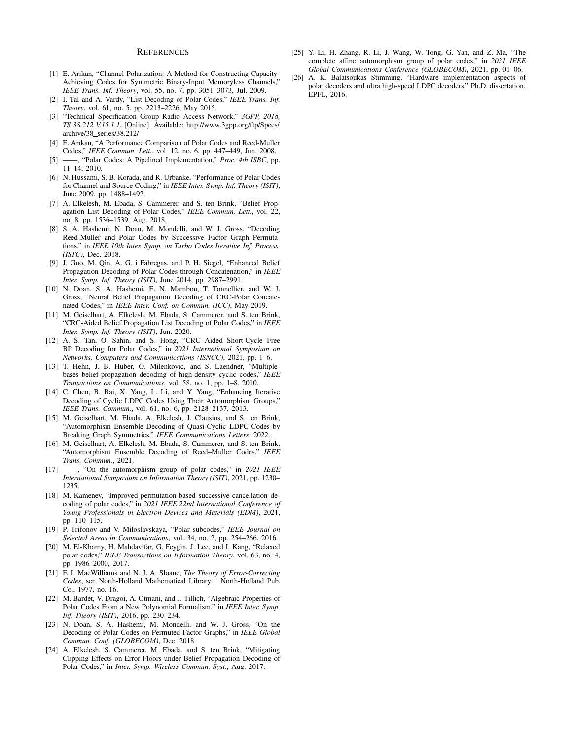# REFERENCES

[1] E. Arıkan, "Channel Polarization: A Method for Constructing Capacity-Achieving Codes for Symmetric Binary-Input Memoryless Channels," *IEEE Trans. Inf. Theory*, vol. 55, no. 7, pp. 3051–3073, Jul. 2009.

[2] I. Tal and A. Vardy, "List Decoding of Polar Codes," *IEEE Trans. Inf. Theory*, vol. 61, no. 5, pp. 2213–2226, May 2015.

[3] "Technical Specification Group Radio Access Network," *3GPP, 2018, TS 38.212 V.15.1.1.* [Online]. Available: http://www.3gpp.org/ftp/Specs/archive/38_series/38.212/

[4] E. Arıkan, "A Performance Comparison of Polar Codes and Reed-Muller Codes," *IEEE Commun. Lett.*, vol. 12, no. 6, pp. 447–449, Jun. 2008.

[5] ——, "Polar Codes: A Pipelined Implementation," *Proc. 4th ISBC*, pp. 11–14, 2010.

[6] N. Hussami, S. B. Korada, and R. Urbanke, "Performance of Polar Codes for Channel and Source Coding," in *IEEE Inter. Symp. Inf. Theory (ISIT)*, June 2009, pp. 1488–1492.

[7] A. Elkelesh, M. Ebada, S. Cammerer, and S. ten Brink, "Belief Propagation List Decoding of Polar Codes," *IEEE Commun. Lett.*, vol. 22, no. 8, pp. 1536–1539, Aug. 2018.

[8] S. A. Hashemi, N. Doan, M. Mondelli, and W. J. Gross, "Decoding Reed-Muller and Polar Codes by Successive Factor Graph Permutations," in *IEEE 10th Inter. Symp. on Turbo Codes Iterative Inf. Process. (ISTC)*, Dec. 2018.

[9] J. Guo, M. Qin, A. G. i Fàbregas, and P. H. Siegel, "Enhanced Belief Propagation Decoding of Polar Codes through Concatenation," in *IEEE Inter. Symp. Inf. Theory (ISIT)*, June 2014, pp. 2987–2991.

[10] N. Doan, S. A. Hashemi, E. N. Mambou, T. Tonnellier, and W. J. Gross, "Neural Belief Propagation Decoding of CRC-Polar Concatenated Codes," in *IEEE Inter. Conf. on Commun. (ICC)*, May 2019.

[11] M. Geiselhart, A. Elkelesh, M. Ebada, S. Cammerer, and S. ten Brink, "CRC-Aided Belief Propagation List Decoding of Polar Codes," in *IEEE Inter. Symp. Inf. Theory (ISIT)*, Jun. 2020.

[12] A. S. Tan, O. Sahin, and S. Hong, "CRC Aided Short-Cycle Free BP Decoding for Polar Codes," in *2021 International Symposium on Networks, Computers and Communications (ISNCC)*, 2021, pp. 1–6.

[13] T. Hehn, J. B. Huber, O. Milenkovic, and S. Laendner, "Multiple-bases belief-propagation decoding of high-density cyclic codes," *IEEE Transactions on Communications*, vol. 58, no. 1, pp. 1–8, 2010.

[14] C. Chen, B. Bai, X. Yang, L. Li, and Y. Yang, "Enhancing Iterative Decoding of Cyclic LDPC Codes Using Their Automorphism Groups," *IEEE Trans. Commun.*, vol. 61, no. 6, pp. 2128–2137, 2013.

[15] M. Geiselhart, M. Ebada, A. Elkelesh, J. Clausius, and S. ten Brink, "Automorphism Ensemble Decoding of Quasi-Cyclic LDPC Codes by Breaking Graph Symmetries," *IEEE Communications Letters*, 2022.

[16] M. Geiselhart, A. Elkelesh, M. Ebada, S. Cammerer, and S. ten Brink, "Automorphism Ensemble Decoding of Reed–Muller Codes," *IEEE Trans. Commun.*, 2021.

[17] ——, "On the automorphism group of polar codes," in *2021 IEEE International Symposium on Information Theory (ISIT)*, 2021, pp. 1230–1235.

[18] M. Kamenev, "Improved permutation-based successive cancellation decoding of polar codes," in *2021 IEEE 22nd International Conference of Young Professionals in Electron Devices and Materials (EDM)*, 2021, pp. 110–115.

[19] P. Trifonov and V. Miloslavskaya, "Polar subcodes," *IEEE Journal on Selected Areas in Communications*, vol. 34, no. 2, pp. 254–266, 2016.

[20] M. El-Khamy, H. Mahdavifar, G. Feygin, J. Lee, and I. Kang, "Relaxed polar codes," *IEEE Transactions on Information Theory*, vol. 63, no. 4, pp. 1986–2000, 2017.

[21] F. J. MacWilliams and N. J. A. Sloane, *The Theory of Error-Correcting Codes*, ser. North-Holland Mathematical Library. North-Holland Pub. Co., 1977, no. 16.

[22] M. Bardet, V. Dragoi, A. Otmani, and J. Tillich, "Algebraic Properties of Polar Codes From a New Polynomial Formalism," in *IEEE Inter. Symp. Inf. Theory (ISIT)*, 2016, pp. 230–234.

[23] N. Doan, S. A. Hashemi, M. Mondelli, and W. J. Gross, "On the Decoding of Polar Codes on Permuted Factor Graphs," in *IEEE Global Commun. Conf. (GLOBECOM)*, Dec. 2018.

[24] A. Elkelesh, S. Cammerer, M. Ebada, and S. ten Brink, "Mitigating Clipping Effects on Error Floors under Belief Propagation Decoding of Polar Codes," in *Inter. Symp. Wireless Commun. Syst.*, Aug. 2017.

[25] Y. Li, H. Zhang, R. Li, J. Wang, W. Tong, G. Yan, and Z. Ma, "The complete affine automorphism group of polar codes," in *2021 IEEE Global Communications Conference (GLOBECOM)*, 2021, pp. 01–06.

[26] A. K. Balatsoukas Stimming, "Hardware implementation aspects of polar decoders and ultra high-speed LDPC decoders," Ph.D. dissertation, EPFL, 2016.